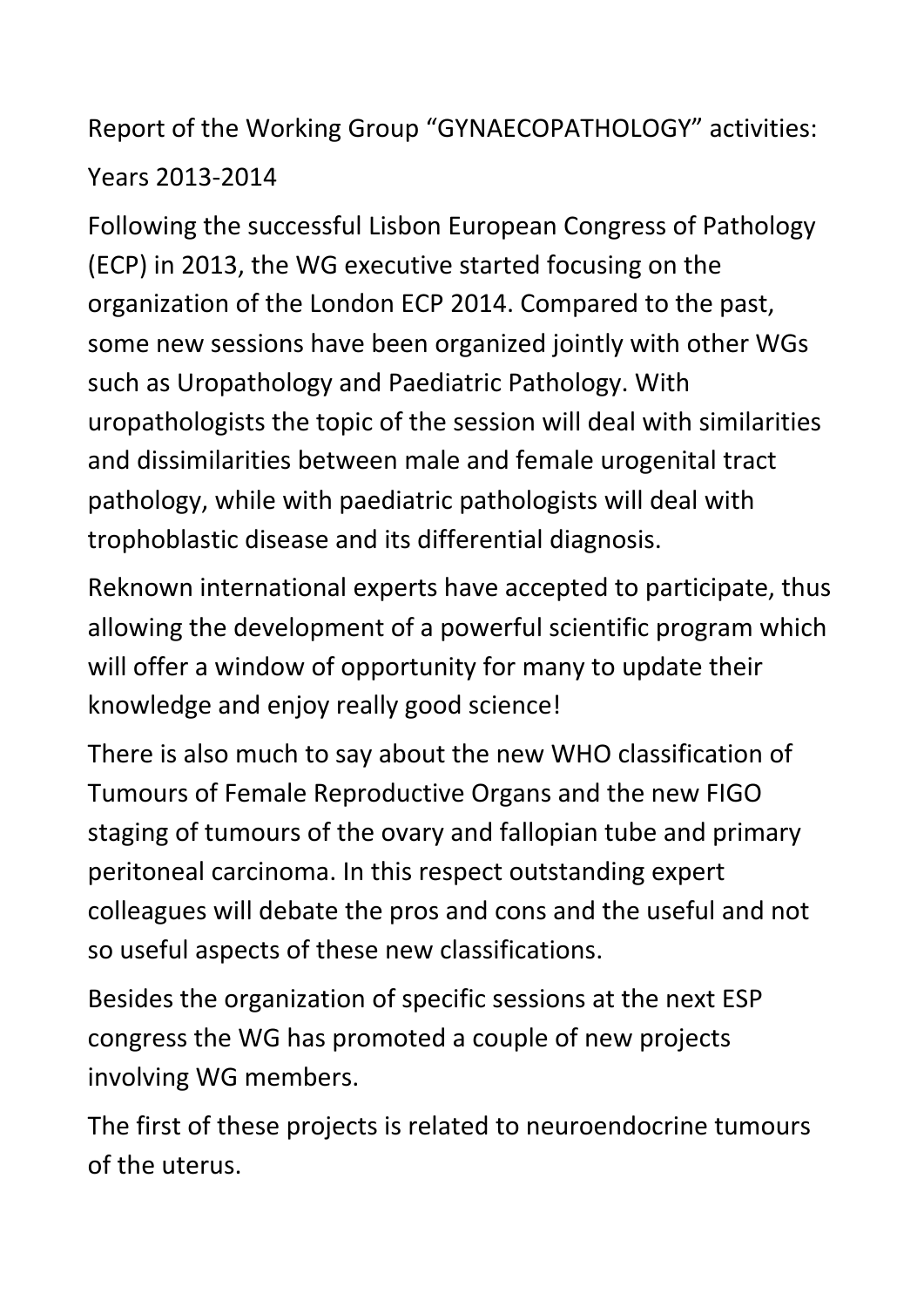# Report of the Working Group "GYNAECOPATHOLOGY" activities:

## Years 2013-2014

Following the successful Lisbon European Congress of Pathology (ECP) in 2013, the WG executive started focusing on the organization of the London ECP 2014. Compared to the past, some new sessions have been organized jointly with other WGs such as Uropathology and Paediatric Pathology. With uropathologists the topic of the session will deal with similarities and dissimilarities between male and female urogenital tract pathology, while with paediatric pathologists will deal with trophoblastic disease and its differential diagnosis.

Reknown international experts have accepted to participate, thus allowing the development of a powerful scientific program which will offer a window of opportunity for many to update their knowledge and enjoy really good science!

There is also much to say about the new WHO classification of Tumours of Female Reproductive Organs and the new FIGO staging of tumours of the ovary and fallopian tube and primary peritoneal carcinoma. In this respect outstanding expert colleagues will debate the pros and cons and the useful and not so useful aspects of these new classifications.

Besides the organization of specific sessions at the next ESP congress the WG has promoted a couple of new projects involving WG members.

The first of these projects is related to neuroendocrine tumours of the uterus.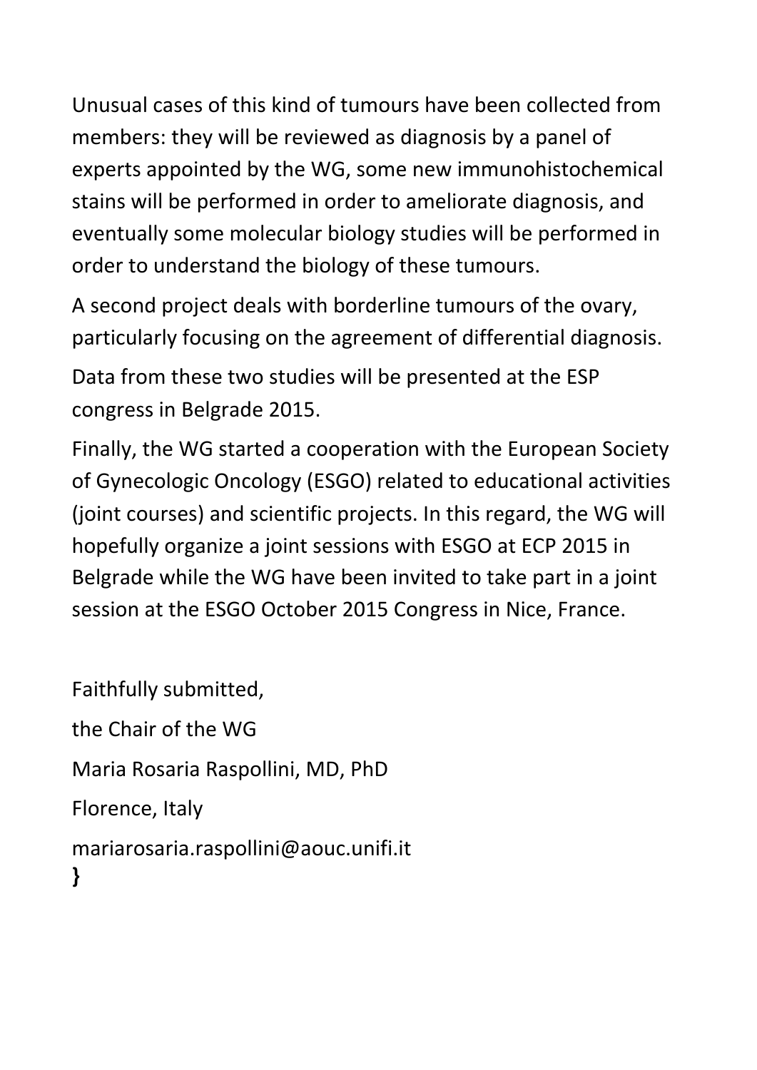Unusual cases of this kind of tumours have been collected from members: they will be reviewed as diagnosis by a panel of experts appointed by the WG, some new immunohistochemical stains will be performed in order to ameliorate diagnosis, and eventually some molecular biology studies will be performed in order to understand the biology of these tumours.

A second project deals with borderline tumours of the ovary, particularly focusing on the agreement of differential diagnosis.

Data from these two studies will be presented at the ESP congress in Belgrade 2015.

Finally, the WG started a cooperation with the European Society of Gynecologic Oncology (ESGO) related to educational activities (joint courses) and scientific projects. In this regard, the WG will hopefully organize a joint sessions with ESGO at ECP 2015 in Belgrade while the WG have been invited to take part in a joint session at the ESGO October 2015 Congress in Nice, France.

Faithfully submitted,

the Chair of the WG

Maria Rosaria Raspollini, MD, PhD

Florence, Italy

mariarosaria.raspollini@aouc.unifi.it

**}**